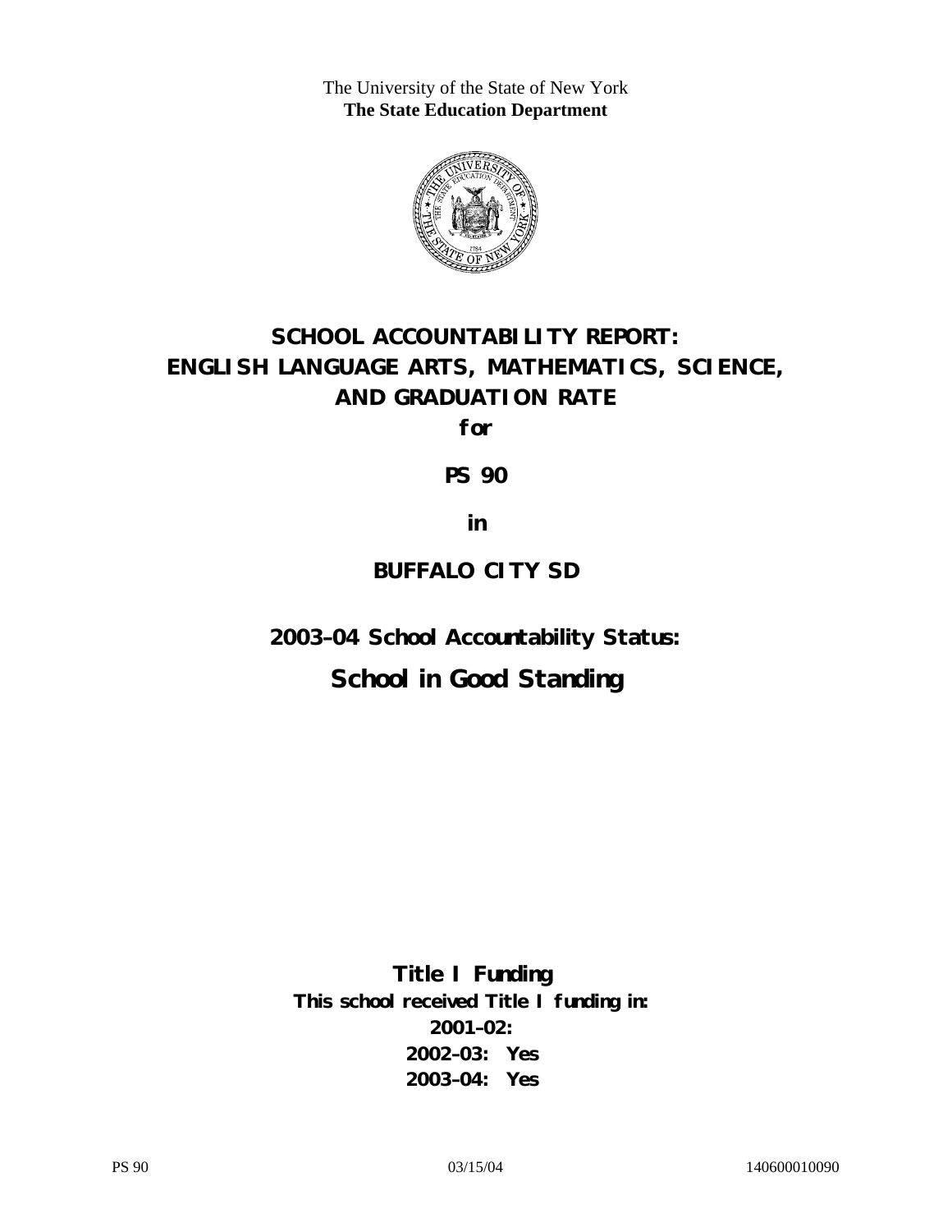The University of the State of New York
**The State Education Department**

# SCHOOL ACCOUNTABILITY REPORT: ENGLISH LANGUAGE ARTS, MATHEMATICS, SCIENCE, AND GRADUATION RATE

**for**

**PS 90**

**in**

**BUFFALO CITY SD**

## 2003–04 School Accountability Status:

## School in Good Standing

**Title I Funding**
**This school received Title I funding in:**
**2001–02:**
**2002–03: Yes**
**2003–04: Yes**

PS 90 03/15/04 140600010090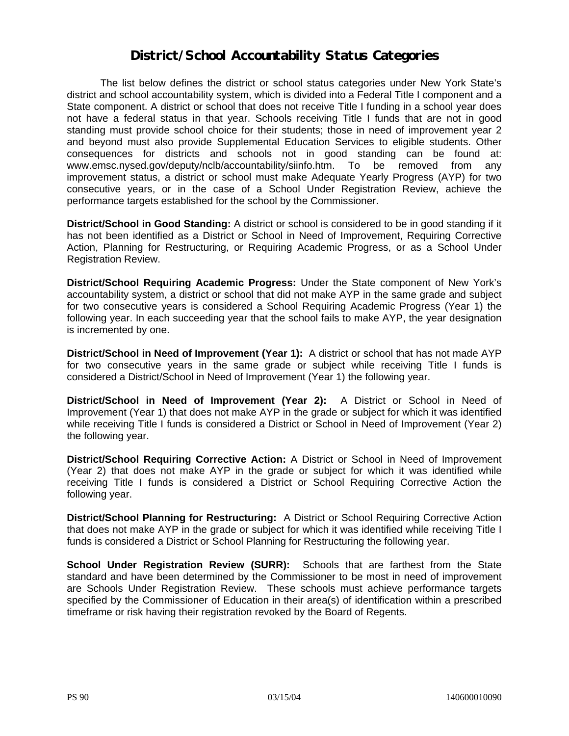# District/School Accountability Status Categories

The list below defines the district or school status categories under New York State's district and school accountability system, which is divided into a Federal Title I component and a State component. A district or school that does not receive Title I funding in a school year does not have a federal status in that year. Schools receiving Title I funds that are not in good standing must provide school choice for their students; those in need of improvement year 2 and beyond must also provide Supplemental Education Services to eligible students. Other consequences for districts and schools not in good standing can be found at: www.emsc.nysed.gov/deputy/nclb/accountability/siinfo.htm. To be removed from any improvement status, a district or school must make Adequate Yearly Progress (AYP) for two consecutive years, or in the case of a School Under Registration Review, achieve the performance targets established for the school by the Commissioner.

**District/School in Good Standing:** A district or school is considered to be in good standing if it has not been identified as a District or School in Need of Improvement, Requiring Corrective Action, Planning for Restructuring, or Requiring Academic Progress, or as a School Under Registration Review.

**District/School Requiring Academic Progress:** Under the State component of New York's accountability system, a district or school that did not make AYP in the same grade and subject for two consecutive years is considered a School Requiring Academic Progress (Year 1) the following year. In each succeeding year that the school fails to make AYP, the year designation is incremented by one.

**District/School in Need of Improvement (Year 1):** A district or school that has not made AYP for two consecutive years in the same grade or subject while receiving Title I funds is considered a District/School in Need of Improvement (Year 1) the following year.

**District/School in Need of Improvement (Year 2):** A District or School in Need of Improvement (Year 1) that does not make AYP in the grade or subject for which it was identified while receiving Title I funds is considered a District or School in Need of Improvement (Year 2) the following year.

**District/School Requiring Corrective Action:** A District or School in Need of Improvement (Year 2) that does not make AYP in the grade or subject for which it was identified while receiving Title I funds is considered a District or School Requiring Corrective Action the following year.

**District/School Planning for Restructuring:** A District or School Requiring Corrective Action that does not make AYP in the grade or subject for which it was identified while receiving Title I funds is considered a District or School Planning for Restructuring the following year.

**School Under Registration Review (SURR):** Schools that are farthest from the State standard and have been determined by the Commissioner to be most in need of improvement are Schools Under Registration Review. These schools must achieve performance targets specified by the Commissioner of Education in their area(s) of identification within a prescribed timeframe or risk having their registration revoked by the Board of Regents.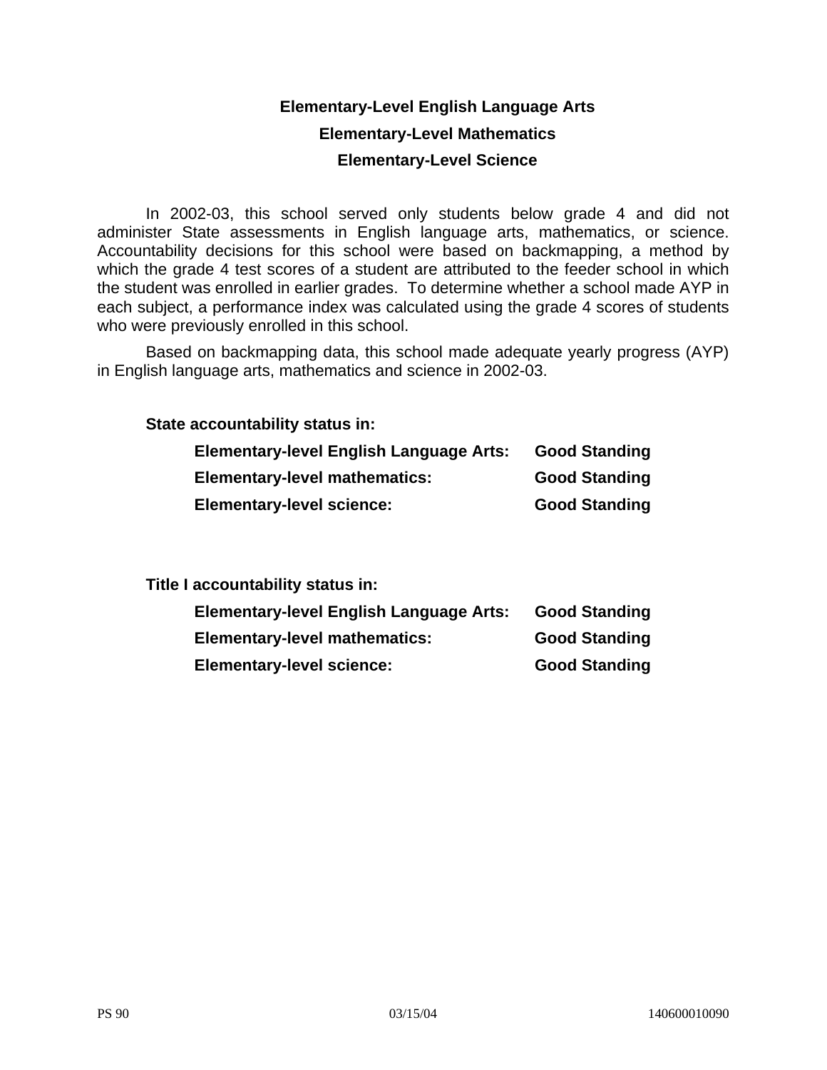## Elementary-Level English Language Arts

## Elementary-Level Mathematics

## Elementary-Level Science

In 2002-03, this school served only students below grade 4 and did not administer State assessments in English language arts, mathematics, or science. Accountability decisions for this school were based on backmapping, a method by which the grade 4 test scores of a student are attributed to the feeder school in which the student was enrolled in earlier grades. To determine whether a school made AYP in each subject, a performance index was calculated using the grade 4 scores of students who were previously enrolled in this school.

Based on backmapping data, this school made adequate yearly progress (AYP) in English language arts, mathematics and science in 2002-03.

**State accountability status in:**

| | |
|---|---|
| **Elementary-level English Language Arts:** | **Good Standing** |
| **Elementary-level mathematics:** | **Good Standing** |
| **Elementary-level science:** | **Good Standing** |

**Title I accountability status in:**

| | |
|---|---|
| **Elementary-level English Language Arts:** | **Good Standing** |
| **Elementary-level mathematics:** | **Good Standing** |
| **Elementary-level science:** | **Good Standing** |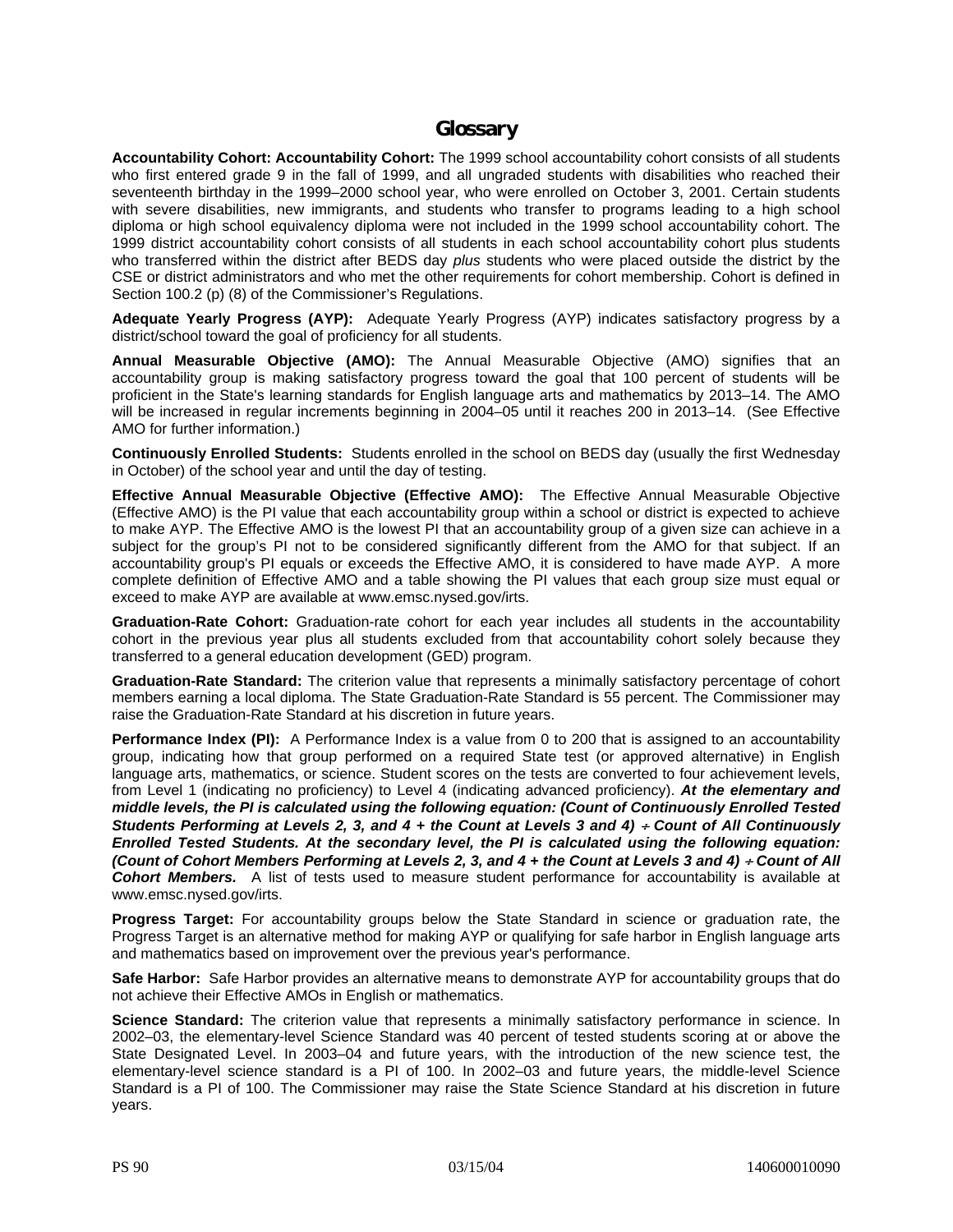# Glossary

**Accountability Cohort: Accountability Cohort:** The 1999 school accountability cohort consists of all students who first entered grade 9 in the fall of 1999, and all ungraded students with disabilities who reached their seventeenth birthday in the 1999–2000 school year, who were enrolled on October 3, 2001. Certain students with severe disabilities, new immigrants, and students who transfer to programs leading to a high school diploma or high school equivalency diploma were not included in the 1999 school accountability cohort. The 1999 district accountability cohort consists of all students in each school accountability cohort plus students who transferred within the district after BEDS day *plus* students who were placed outside the district by the CSE or district administrators and who met the other requirements for cohort membership. Cohort is defined in Section 100.2 (p) (8) of the Commissioner's Regulations.

**Adequate Yearly Progress (AYP):** Adequate Yearly Progress (AYP) indicates satisfactory progress by a district/school toward the goal of proficiency for all students.

**Annual Measurable Objective (AMO):** The Annual Measurable Objective (AMO) signifies that an accountability group is making satisfactory progress toward the goal that 100 percent of students will be proficient in the State's learning standards for English language arts and mathematics by 2013–14. The AMO will be increased in regular increments beginning in 2004–05 until it reaches 200 in 2013–14. (See Effective AMO for further information.)

**Continuously Enrolled Students:** Students enrolled in the school on BEDS day (usually the first Wednesday in October) of the school year and until the day of testing.

**Effective Annual Measurable Objective (Effective AMO):** The Effective Annual Measurable Objective (Effective AMO) is the PI value that each accountability group within a school or district is expected to achieve to make AYP. The Effective AMO is the lowest PI that an accountability group of a given size can achieve in a subject for the group's PI not to be considered significantly different from the AMO for that subject. If an accountability group's PI equals or exceeds the Effective AMO, it is considered to have made AYP. A more complete definition of Effective AMO and a table showing the PI values that each group size must equal or exceed to make AYP are available at www.emsc.nysed.gov/irts.

**Graduation-Rate Cohort:** Graduation-rate cohort for each year includes all students in the accountability cohort in the previous year plus all students excluded from that accountability cohort solely because they transferred to a general education development (GED) program.

**Graduation-Rate Standard:** The criterion value that represents a minimally satisfactory percentage of cohort members earning a local diploma. The State Graduation-Rate Standard is 55 percent. The Commissioner may raise the Graduation-Rate Standard at his discretion in future years.

**Performance Index (PI):** A Performance Index is a value from 0 to 200 that is assigned to an accountability group, indicating how that group performed on a required State test (or approved alternative) in English language arts, mathematics, or science. Student scores on the tests are converted to four achievement levels, from Level 1 (indicating no proficiency) to Level 4 (indicating advanced proficiency). ***At the elementary and middle levels, the PI is calculated using the following equation: (Count of Continuously Enrolled Tested Students Performing at Levels 2, 3, and 4 + the Count at Levels 3 and 4) ÷ Count of All Continuously Enrolled Tested Students. At the secondary level, the PI is calculated using the following equation: (Count of Cohort Members Performing at Levels 2, 3, and 4 + the Count at Levels 3 and 4) ÷ Count of All Cohort Members.*** A list of tests used to measure student performance for accountability is available at www.emsc.nysed.gov/irts.

**Progress Target:** For accountability groups below the State Standard in science or graduation rate, the Progress Target is an alternative method for making AYP or qualifying for safe harbor in English language arts and mathematics based on improvement over the previous year's performance.

**Safe Harbor:** Safe Harbor provides an alternative means to demonstrate AYP for accountability groups that do not achieve their Effective AMOs in English or mathematics.

**Science Standard:** The criterion value that represents a minimally satisfactory performance in science. In 2002–03, the elementary-level Science Standard was 40 percent of tested students scoring at or above the State Designated Level. In 2003–04 and future years, with the introduction of the new science test, the elementary-level science standard is a PI of 100. In 2002–03 and future years, the middle-level Science Standard is a PI of 100. The Commissioner may raise the State Science Standard at his discretion in future years.